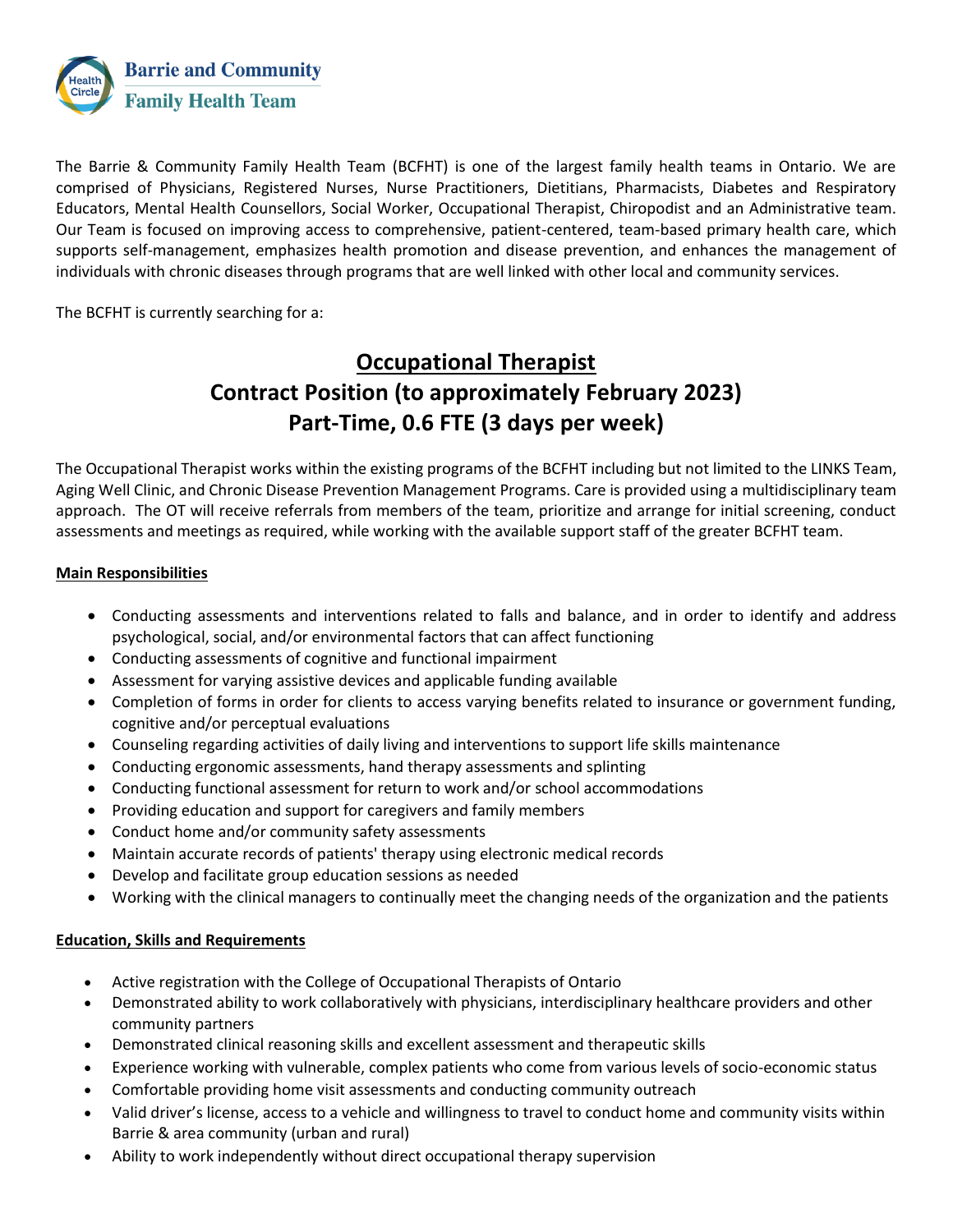Barrie and Community Family Health Team

The Barrie & Community Family Health Team (BCFHT) is one of the largest family health teams in Ontario. We are comprised of Physicians, Registered Nurses, Nurse Practitioners, Dietitians, Pharmacists, Diabetes and Respiratory Educators, Mental Health Counsellors, Social Worker, Occupational Therapist, Chiropodist and an Administrative team. Our Team is focused on improving access to comprehensive, patient-centered, team-based primary health care, which supports self-management, emphasizes health promotion and disease prevention, and enhances the management of individuals with chronic diseases through programs that are well linked with other local and community services.

The BCFHT is currently searching for a:

# Occupational Therapist
## Contract Position (to approximately February 2023)
## Part-Time, 0.6 FTE (3 days per week)

The Occupational Therapist works within the existing programs of the BCFHT including but not limited to the LINKS Team, Aging Well Clinic, and Chronic Disease Prevention Management Programs. Care is provided using a multidisciplinary team approach. The OT will receive referrals from members of the team, prioritize and arrange for initial screening, conduct assessments and meetings as required, while working with the available support staff of the greater BCFHT team.

**Main Responsibilities**

- Conducting assessments and interventions related to falls and balance, and in order to identify and address psychological, social, and/or environmental factors that can affect functioning
- Conducting assessments of cognitive and functional impairment
- Assessment for varying assistive devices and applicable funding available
- Completion of forms in order for clients to access varying benefits related to insurance or government funding, cognitive and/or perceptual evaluations
- Counseling regarding activities of daily living and interventions to support life skills maintenance
- Conducting ergonomic assessments, hand therapy assessments and splinting
- Conducting functional assessment for return to work and/or school accommodations
- Providing education and support for caregivers and family members
- Conduct home and/or community safety assessments
- Maintain accurate records of patients' therapy using electronic medical records
- Develop and facilitate group education sessions as needed
- Working with the clinical managers to continually meet the changing needs of the organization and the patients

**Education, Skills and Requirements**

- Active registration with the College of Occupational Therapists of Ontario
- Demonstrated ability to work collaboratively with physicians, interdisciplinary healthcare providers and other community partners
- Demonstrated clinical reasoning skills and excellent assessment and therapeutic skills
- Experience working with vulnerable, complex patients who come from various levels of socio-economic status
- Comfortable providing home visit assessments and conducting community outreach
- Valid driver's license, access to a vehicle and willingness to travel to conduct home and community visits within Barrie & area community (urban and rural)
- Ability to work independently without direct occupational therapy supervision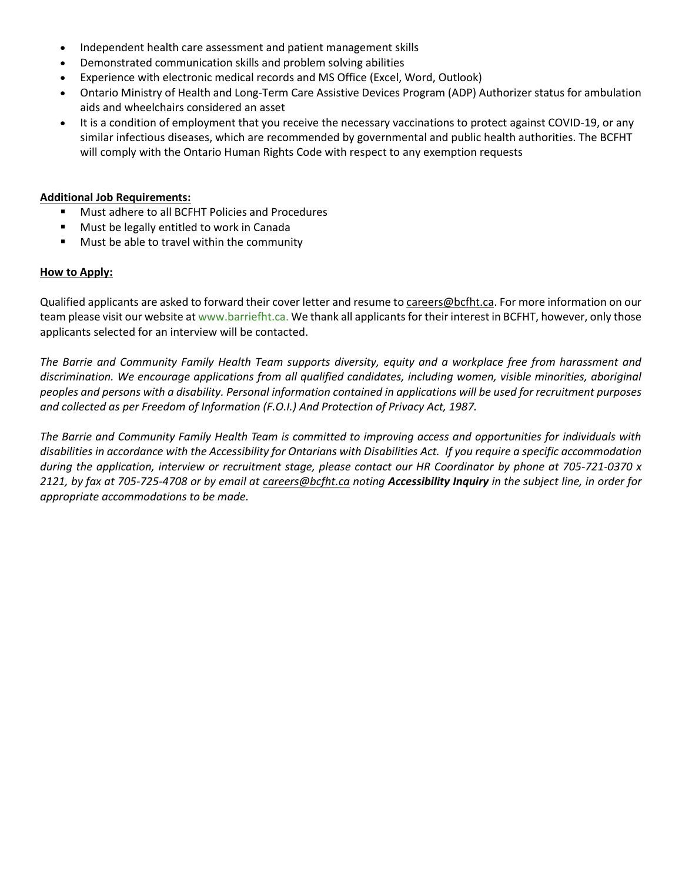- Independent health care assessment and patient management skills
- Demonstrated communication skills and problem solving abilities
- Experience with electronic medical records and MS Office (Excel, Word, Outlook)
- Ontario Ministry of Health and Long-Term Care Assistive Devices Program (ADP) Authorizer status for ambulation aids and wheelchairs considered an asset
- It is a condition of employment that you receive the necessary vaccinations to protect against COVID-19, or any similar infectious diseases, which are recommended by governmental and public health authorities. The BCFHT will comply with the Ontario Human Rights Code with respect to any exemption requests

**Additional Job Requirements:**

- Must adhere to all BCFHT Policies and Procedures
- Must be legally entitled to work in Canada
- Must be able to travel within the community

**How to Apply:**

Qualified applicants are asked to forward their cover letter and resume to careers@bcfht.ca. For more information on our team please visit our website at www.barriefht.ca. We thank all applicants for their interest in BCFHT, however, only those applicants selected for an interview will be contacted.

*The Barrie and Community Family Health Team supports diversity, equity and a workplace free from harassment and discrimination. We encourage applications from all qualified candidates, including women, visible minorities, aboriginal peoples and persons with a disability. Personal information contained in applications will be used for recruitment purposes and collected as per Freedom of Information (F.O.I.) And Protection of Privacy Act, 1987.*

*The Barrie and Community Family Health Team is committed to improving access and opportunities for individuals with disabilities in accordance with the Accessibility for Ontarians with Disabilities Act. If you require a specific accommodation during the application, interview or recruitment stage, please contact our HR Coordinator by phone at 705-721-0370 x 2121, by fax at 705-725-4708 or by email at careers@bcfht.ca noting* ***Accessibility Inquiry*** *in the subject line, in order for appropriate accommodations to be made.*